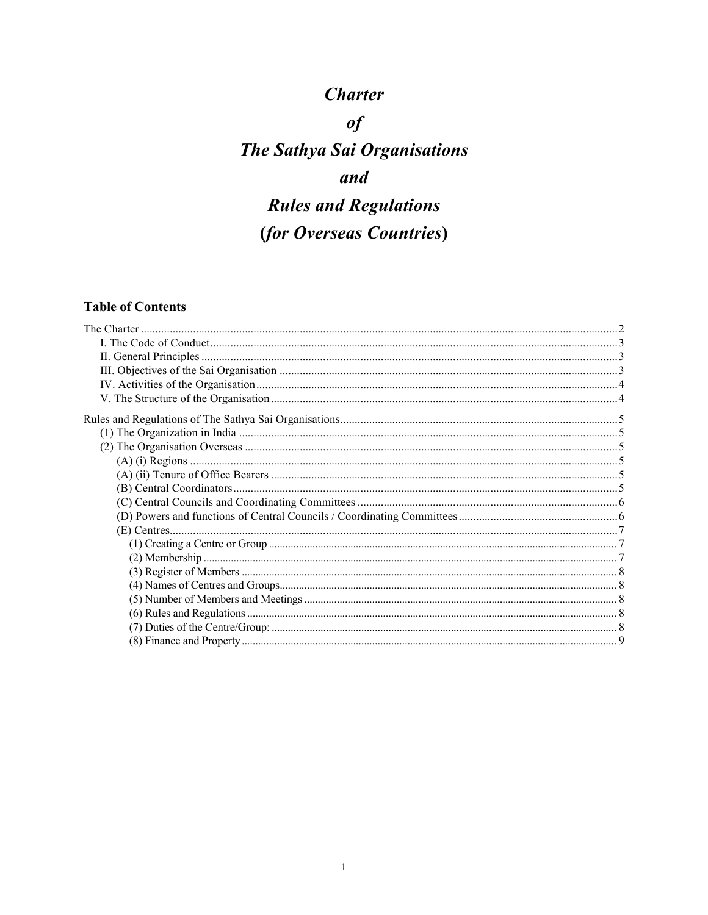# *Charter*
# *of*
# *The Sathya Sai Organisations*
# *and*
# *Rules and Regulations*
# (*for Overseas Countries*)

## Table of Contents

The Charter ........................................................................................................ 2
- I. The Code of Conduct ........................................................................................ 3
- II. General Principles .......................................................................................... 3
- III. Objectives of the Sai Organisation ................................................................. 3
- IV. Activities of the Organisation ........................................................................ 4
- V. The Structure of the Organisation ................................................................... 4

Rules and Regulations of The Sathya Sai Organisations ........................................ 5
- (1) The Organization in India ............................................................................. 5
- (2) The Organisation Overseas ........................................................................... 5
  - (A) (i) Regions ................................................................................................ 5
  - (A) (ii) Tenure of Office Bearers ...................................................................... 5
  - (B) Central Coordinators ................................................................................. 5
  - (C) Central Councils and Coordinating Committees ......................................... 6
  - (D) Powers and functions of Central Councils / Coordinating Committees ......... 6
  - (E) Centres ..................................................................................................... 7
    - (1) Creating a Centre or Group ................................................................... 7
    - (2) Membership .......................................................................................... 7
    - (3) Register of Members ............................................................................. 8
    - (4) Names of Centres and Groups ............................................................... 8
    - (5) Number of Members and Meetings ........................................................ 8
    - (6) Rules and Regulations ........................................................................... 8
    - (7) Duties of the Centre/Group: ................................................................... 8
    - (8) Finance and Property ............................................................................ 9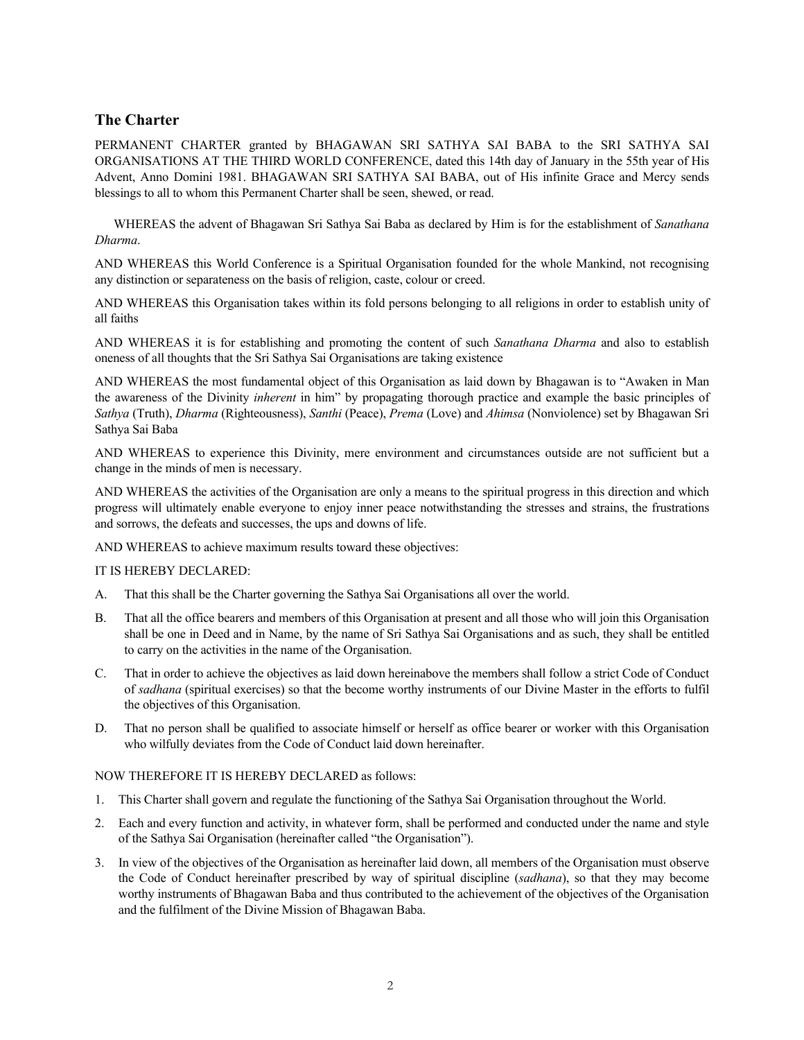## The Charter

PERMANENT CHARTER granted by BHAGAWAN SRI SATHYA SAI BABA to the SRI SATHYA SAI ORGANISATIONS AT THE THIRD WORLD CONFERENCE, dated this 14th day of January in the 55th year of His Advent, Anno Domini 1981. BHAGAWAN SRI SATHYA SAI BABA, out of His infinite Grace and Mercy sends blessings to all to whom this Permanent Charter shall be seen, shewed, or read.

WHEREAS the advent of Bhagawan Sri Sathya Sai Baba as declared by Him is for the establishment of *Sanathana Dharma*.

AND WHEREAS this World Conference is a Spiritual Organisation founded for the whole Mankind, not recognising any distinction or separateness on the basis of religion, caste, colour or creed.

AND WHEREAS this Organisation takes within its fold persons belonging to all religions in order to establish unity of all faiths

AND WHEREAS it is for establishing and promoting the content of such *Sanathana Dharma* and also to establish oneness of all thoughts that the Sri Sathya Sai Organisations are taking existence

AND WHEREAS the most fundamental object of this Organisation as laid down by Bhagawan is to "Awaken in Man the awareness of the Divinity *inherent* in him" by propagating thorough practice and example the basic principles of *Sathya* (Truth), *Dharma* (Righteousness), *Santhi* (Peace), *Prema* (Love) and *Ahimsa* (Nonviolence) set by Bhagawan Sri Sathya Sai Baba

AND WHEREAS to experience this Divinity, mere environment and circumstances outside are not sufficient but a change in the minds of men is necessary.

AND WHEREAS the activities of the Organisation are only a means to the spiritual progress in this direction and which progress will ultimately enable everyone to enjoy inner peace notwithstanding the stresses and strains, the frustrations and sorrows, the defeats and successes, the ups and downs of life.

AND WHEREAS to achieve maximum results toward these objectives:

IT IS HEREBY DECLARED:

A. That this shall be the Charter governing the Sathya Sai Organisations all over the world.

B. That all the office bearers and members of this Organisation at present and all those who will join this Organisation shall be one in Deed and in Name, by the name of Sri Sathya Sai Organisations and as such, they shall be entitled to carry on the activities in the name of the Organisation.

C. That in order to achieve the objectives as laid down hereinabove the members shall follow a strict Code of Conduct of *sadhana* (spiritual exercises) so that the become worthy instruments of our Divine Master in the efforts to fulfil the objectives of this Organisation.

D. That no person shall be qualified to associate himself or herself as office bearer or worker with this Organisation who wilfully deviates from the Code of Conduct laid down hereinafter.

NOW THEREFORE IT IS HEREBY DECLARED as follows:

1. This Charter shall govern and regulate the functioning of the Sathya Sai Organisation throughout the World.
2. Each and every function and activity, in whatever form, shall be performed and conducted under the name and style of the Sathya Sai Organisation (hereinafter called "the Organisation").
3. In view of the objectives of the Organisation as hereinafter laid down, all members of the Organisation must observe the Code of Conduct hereinafter prescribed by way of spiritual discipline (*sadhana*), so that they may become worthy instruments of Bhagawan Baba and thus contributed to the achievement of the objectives of the Organisation and the fulfilment of the Divine Mission of Bhagawan Baba.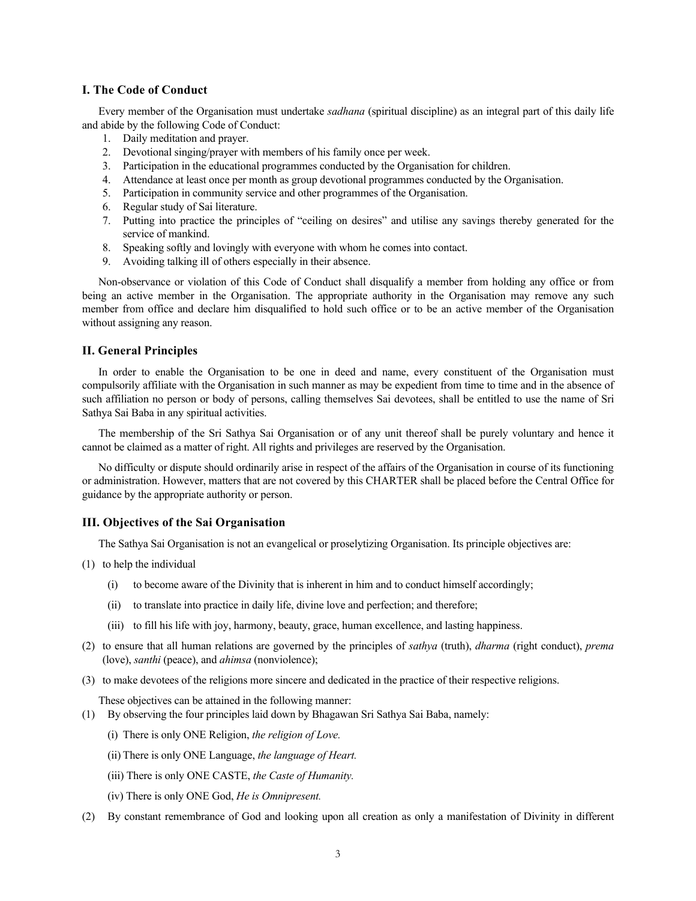## I. The Code of Conduct

Every member of the Organisation must undertake *sadhana* (spiritual discipline) as an integral part of this daily life and abide by the following Code of Conduct:

1. Daily meditation and prayer.
2. Devotional singing/prayer with members of his family once per week.
3. Participation in the educational programmes conducted by the Organisation for children.
4. Attendance at least once per month as group devotional programmes conducted by the Organisation.
5. Participation in community service and other programmes of the Organisation.
6. Regular study of Sai literature.
7. Putting into practice the principles of "ceiling on desires" and utilise any savings thereby generated for the service of mankind.
8. Speaking softly and lovingly with everyone with whom he comes into contact.
9. Avoiding talking ill of others especially in their absence.

Non-observance or violation of this Code of Conduct shall disqualify a member from holding any office or from being an active member in the Organisation. The appropriate authority in the Organisation may remove any such member from office and declare him disqualified to hold such office or to be an active member of the Organisation without assigning any reason.

## II. General Principles

In order to enable the Organisation to be one in deed and name, every constituent of the Organisation must compulsorily affiliate with the Organisation in such manner as may be expedient from time to time and in the absence of such affiliation no person or body of persons, calling themselves Sai devotees, shall be entitled to use the name of Sri Sathya Sai Baba in any spiritual activities.

The membership of the Sri Sathya Sai Organisation or of any unit thereof shall be purely voluntary and hence it cannot be claimed as a matter of right. All rights and privileges are reserved by the Organisation.

No difficulty or dispute should ordinarily arise in respect of the affairs of the Organisation in course of its functioning or administration. However, matters that are not covered by this CHARTER shall be placed before the Central Office for guidance by the appropriate authority or person.

## III. Objectives of the Sai Organisation

The Sathya Sai Organisation is not an evangelical or proselytizing Organisation. Its principle objectives are:

(1) to help the individual

   (i) to become aware of the Divinity that is inherent in him and to conduct himself accordingly;

   (ii) to translate into practice in daily life, divine love and perfection; and therefore;

   (iii) to fill his life with joy, harmony, beauty, grace, human excellence, and lasting happiness.

(2) to ensure that all human relations are governed by the principles of *sathya* (truth), *dharma* (right conduct), *prema* (love), *santhi* (peace), and *ahimsa* (nonviolence);

(3) to make devotees of the religions more sincere and dedicated in the practice of their respective religions.

These objectives can be attained in the following manner:

(1) By observing the four principles laid down by Bhagawan Sri Sathya Sai Baba, namely:

   (i) There is only ONE Religion, *the religion of Love.*

   (ii) There is only ONE Language, *the language of Heart.*

   (iii) There is only ONE CASTE, *the Caste of Humanity.*

   (iv) There is only ONE God, *He is Omnipresent.*

(2) By constant remembrance of God and looking upon all creation as only a manifestation of Divinity in different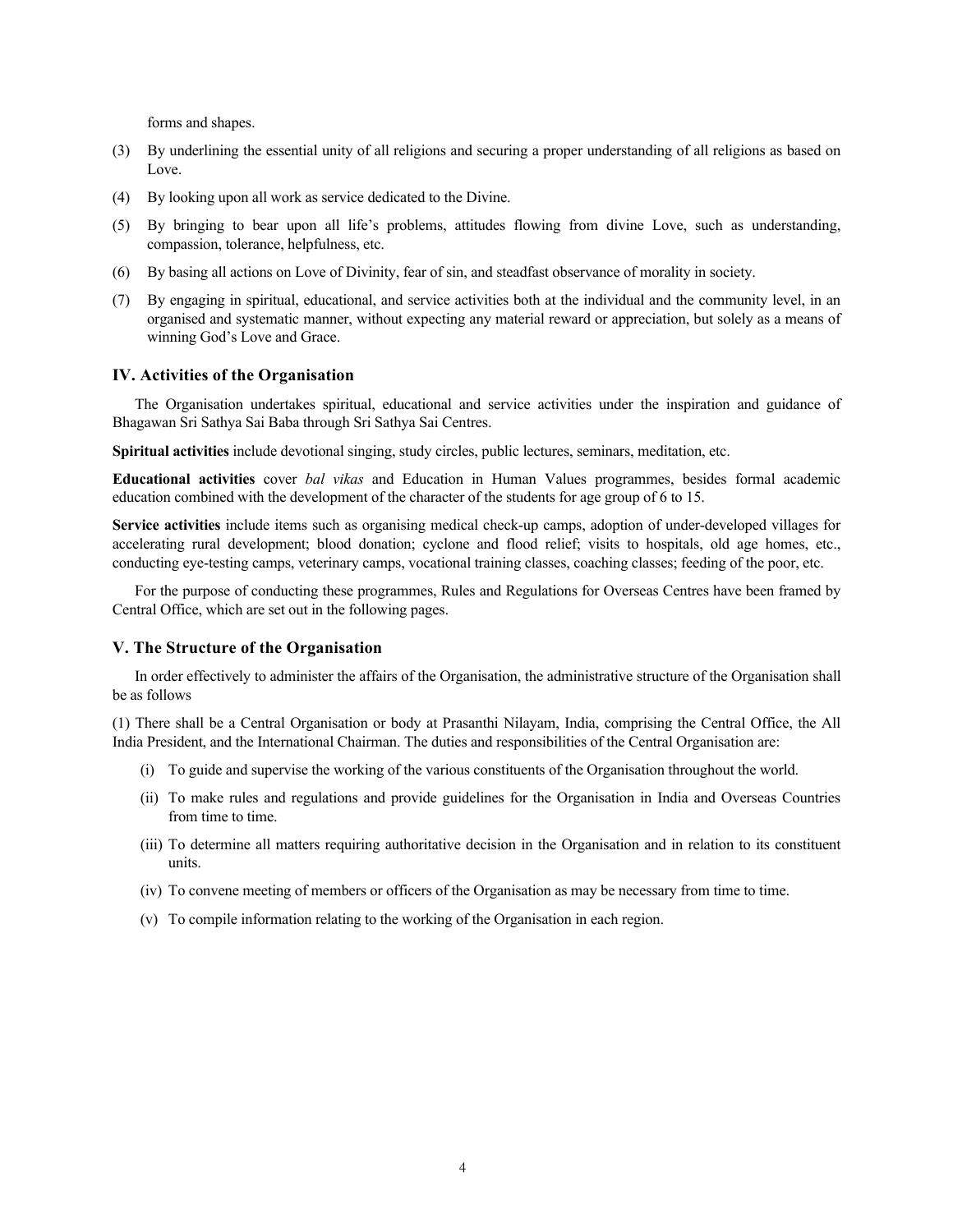forms and shapes.

(3) By underlining the essential unity of all religions and securing a proper understanding of all religions as based on Love.

(4) By looking upon all work as service dedicated to the Divine.

(5) By bringing to bear upon all life's problems, attitudes flowing from divine Love, such as understanding, compassion, tolerance, helpfulness, etc.

(6) By basing all actions on Love of Divinity, fear of sin, and steadfast observance of morality in society.

(7) By engaging in spiritual, educational, and service activities both at the individual and the community level, in an organised and systematic manner, without expecting any material reward or appreciation, but solely as a means of winning God's Love and Grace.

### IV. Activities of the Organisation

The Organisation undertakes spiritual, educational and service activities under the inspiration and guidance of Bhagawan Sri Sathya Sai Baba through Sri Sathya Sai Centres.

**Spiritual activities** include devotional singing, study circles, public lectures, seminars, meditation, etc.

**Educational activities** cover *bal vikas* and Education in Human Values programmes, besides formal academic education combined with the development of the character of the students for age group of 6 to 15.

**Service activities** include items such as organising medical check-up camps, adoption of under-developed villages for accelerating rural development; blood donation; cyclone and flood relief; visits to hospitals, old age homes, etc., conducting eye-testing camps, veterinary camps, vocational training classes, coaching classes; feeding of the poor, etc.

For the purpose of conducting these programmes, Rules and Regulations for Overseas Centres have been framed by Central Office, which are set out in the following pages.

### V. The Structure of the Organisation

In order effectively to administer the affairs of the Organisation, the administrative structure of the Organisation shall be as follows

(1) There shall be a Central Organisation or body at Prasanthi Nilayam, India, comprising the Central Office, the All India President, and the International Chairman. The duties and responsibilities of the Central Organisation are:

- (i) To guide and supervise the working of the various constituents of the Organisation throughout the world.
- (ii) To make rules and regulations and provide guidelines for the Organisation in India and Overseas Countries from time to time.
- (iii) To determine all matters requiring authoritative decision in the Organisation and in relation to its constituent units.
- (iv) To convene meeting of members or officers of the Organisation as may be necessary from time to time.
- (v) To compile information relating to the working of the Organisation in each region.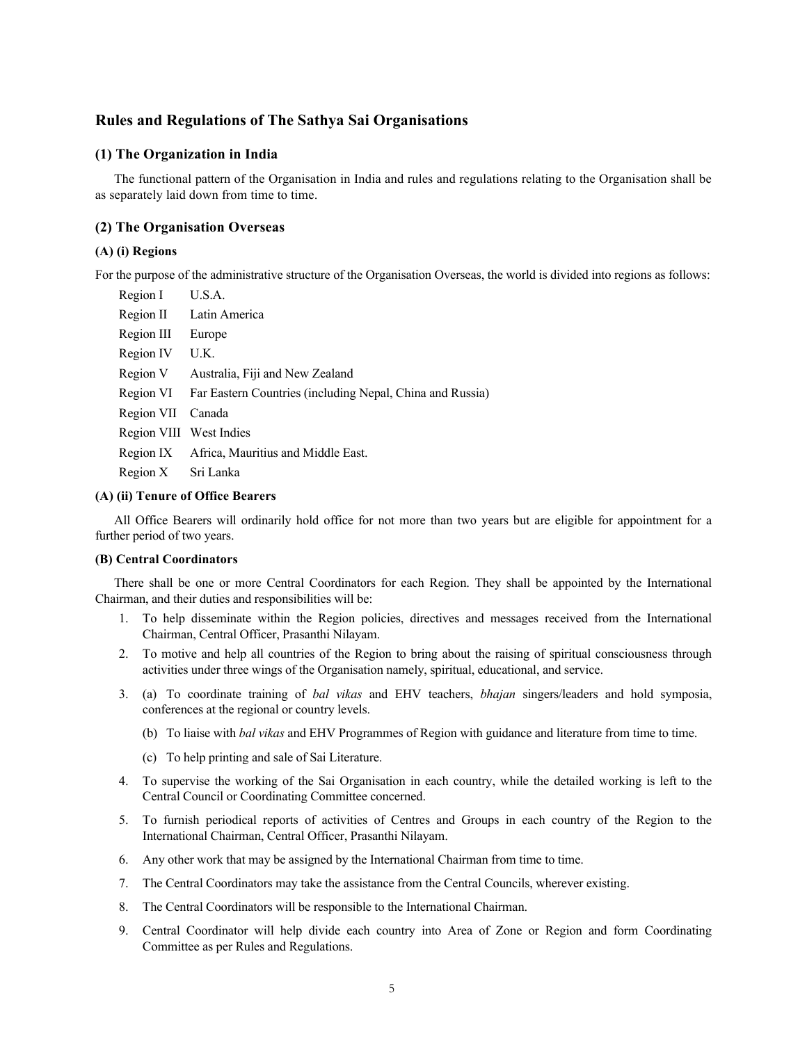## Rules and Regulations of The Sathya Sai Organisations

### (1) The Organization in India

The functional pattern of the Organisation in India and rules and regulations relating to the Organisation shall be as separately laid down from time to time.

### (2) The Organisation Overseas

#### (A) (i) Regions

For the purpose of the administrative structure of the Organisation Overseas, the world is divided into regions as follows:

| | |
|---|---|
| Region I | U.S.A. |
| Region II | Latin America |
| Region III | Europe |
| Region IV | U.K. |
| Region V | Australia, Fiji and New Zealand |
| Region VI | Far Eastern Countries (including Nepal, China and Russia) |
| Region VII | Canada |
| Region VIII | West Indies |
| Region IX | Africa, Mauritius and Middle East. |
| Region X | Sri Lanka |

#### (A) (ii) Tenure of Office Bearers

All Office Bearers will ordinarily hold office for not more than two years but are eligible for appointment for a further period of two years.

#### (B) Central Coordinators

There shall be one or more Central Coordinators for each Region. They shall be appointed by the International Chairman, and their duties and responsibilities will be:

1. To help disseminate within the Region policies, directives and messages received from the International Chairman, Central Officer, Prasanthi Nilayam.
2. To motive and help all countries of the Region to bring about the raising of spiritual consciousness through activities under three wings of the Organisation namely, spiritual, educational, and service.
3. (a) To coordinate training of *bal vikas* and EHV teachers, *bhajan* singers/leaders and hold symposia, conferences at the regional or country levels.

   (b) To liaise with *bal vikas* and EHV Programmes of Region with guidance and literature from time to time.

   (c) To help printing and sale of Sai Literature.
4. To supervise the working of the Sai Organisation in each country, while the detailed working is left to the Central Council or Coordinating Committee concerned.
5. To furnish periodical reports of activities of Centres and Groups in each country of the Region to the International Chairman, Central Officer, Prasanthi Nilayam.
6. Any other work that may be assigned by the International Chairman from time to time.
7. The Central Coordinators may take the assistance from the Central Councils, wherever existing.
8. The Central Coordinators will be responsible to the International Chairman.
9. Central Coordinator will help divide each country into Area of Zone or Region and form Coordinating Committee as per Rules and Regulations.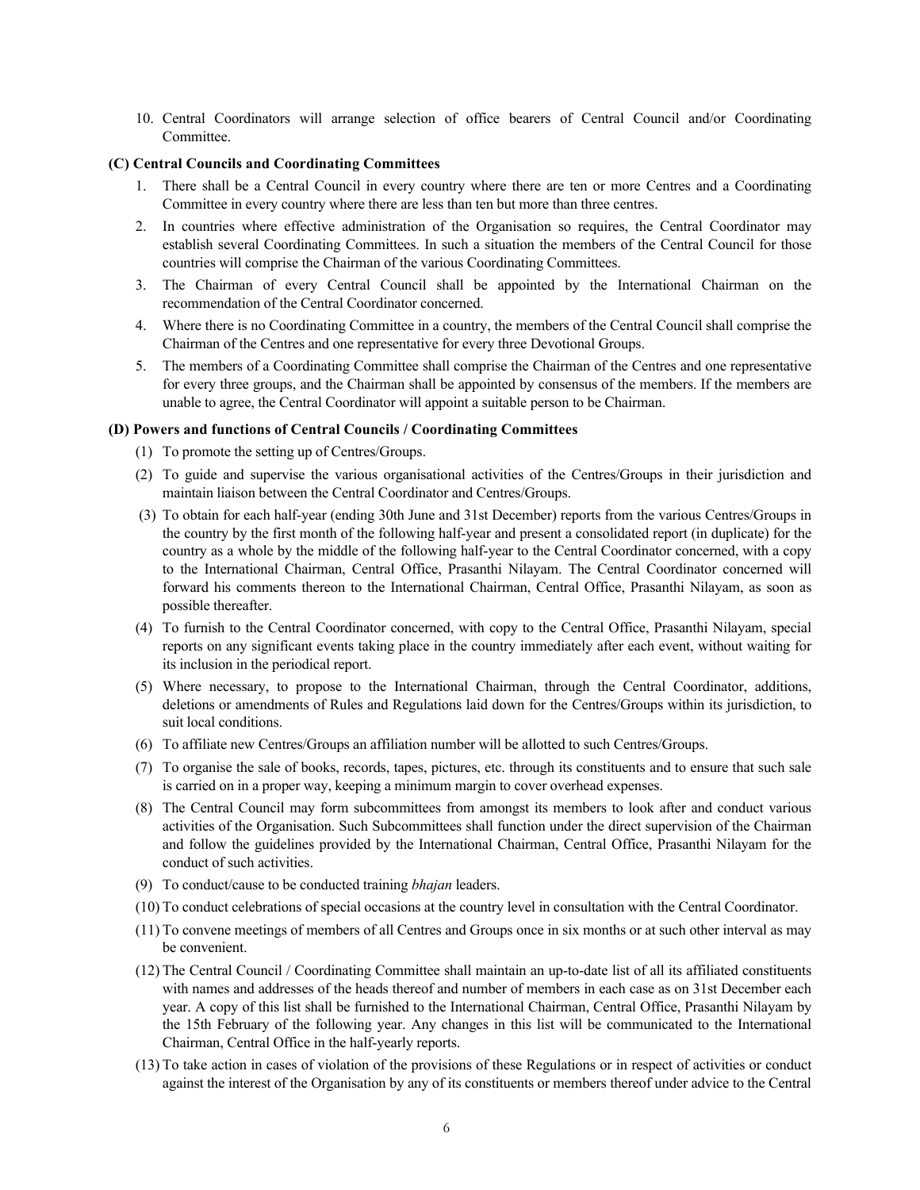10. Central Coordinators will arrange selection of office bearers of Central Council and/or Coordinating Committee.

**(C) Central Councils and Coordinating Committees**

1. There shall be a Central Council in every country where there are ten or more Centres and a Coordinating Committee in every country where there are less than ten but more than three centres.
2. In countries where effective administration of the Organisation so requires, the Central Coordinator may establish several Coordinating Committees. In such a situation the members of the Central Council for those countries will comprise the Chairman of the various Coordinating Committees.
3. The Chairman of every Central Council shall be appointed by the International Chairman on the recommendation of the Central Coordinator concerned.
4. Where there is no Coordinating Committee in a country, the members of the Central Council shall comprise the Chairman of the Centres and one representative for every three Devotional Groups.
5. The members of a Coordinating Committee shall comprise the Chairman of the Centres and one representative for every three groups, and the Chairman shall be appointed by consensus of the members. If the members are unable to agree, the Central Coordinator will appoint a suitable person to be Chairman.

**(D) Powers and functions of Central Councils / Coordinating Committees**

(1) To promote the setting up of Centres/Groups.

(2) To guide and supervise the various organisational activities of the Centres/Groups in their jurisdiction and maintain liaison between the Central Coordinator and Centres/Groups.

(3) To obtain for each half-year (ending 30th June and 31st December) reports from the various Centres/Groups in the country by the first month of the following half-year and present a consolidated report (in duplicate) for the country as a whole by the middle of the following half-year to the Central Coordinator concerned, with a copy to the International Chairman, Central Office, Prasanthi Nilayam. The Central Coordinator concerned will forward his comments thereon to the International Chairman, Central Office, Prasanthi Nilayam, as soon as possible thereafter.

(4) To furnish to the Central Coordinator concerned, with copy to the Central Office, Prasanthi Nilayam, special reports on any significant events taking place in the country immediately after each event, without waiting for its inclusion in the periodical report.

(5) Where necessary, to propose to the International Chairman, through the Central Coordinator, additions, deletions or amendments of Rules and Regulations laid down for the Centres/Groups within its jurisdiction, to suit local conditions.

(6) To affiliate new Centres/Groups an affiliation number will be allotted to such Centres/Groups.

(7) To organise the sale of books, records, tapes, pictures, etc. through its constituents and to ensure that such sale is carried on in a proper way, keeping a minimum margin to cover overhead expenses.

(8) The Central Council may form subcommittees from amongst its members to look after and conduct various activities of the Organisation. Such Subcommittees shall function under the direct supervision of the Chairman and follow the guidelines provided by the International Chairman, Central Office, Prasanthi Nilayam for the conduct of such activities.

(9) To conduct/cause to be conducted training *bhajan* leaders.

(10) To conduct celebrations of special occasions at the country level in consultation with the Central Coordinator.

(11) To convene meetings of members of all Centres and Groups once in six months or at such other interval as may be convenient.

(12) The Central Council / Coordinating Committee shall maintain an up-to-date list of all its affiliated constituents with names and addresses of the heads thereof and number of members in each case as on 31st December each year. A copy of this list shall be furnished to the International Chairman, Central Office, Prasanthi Nilayam by the 15th February of the following year. Any changes in this list will be communicated to the International Chairman, Central Office in the half-yearly reports.

(13) To take action in cases of violation of the provisions of these Regulations or in respect of activities or conduct against the interest of the Organisation by any of its constituents or members thereof under advice to the Central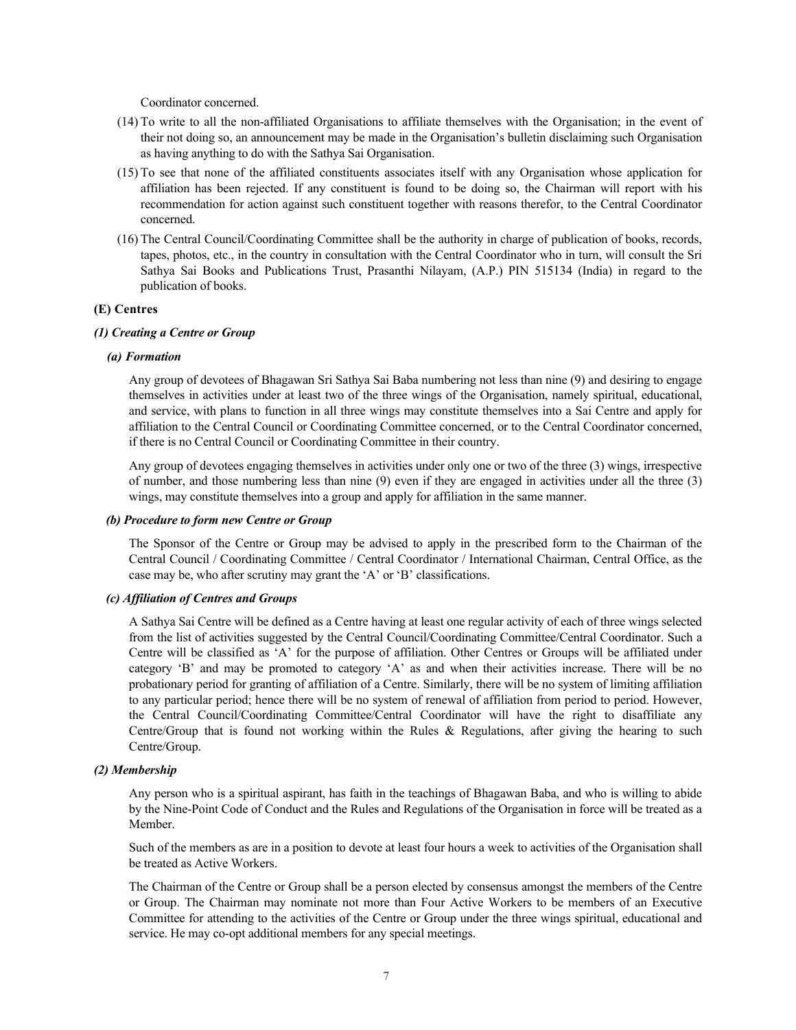Coordinator concerned.

(14) To write to all the non-affiliated Organisations to affiliate themselves with the Organisation; in the event of their not doing so, an announcement may be made in the Organisation's bulletin disclaiming such Organisation as having anything to do with the Sathya Sai Organisation.

(15) To see that none of the affiliated constituents associates itself with any Organisation whose application for affiliation has been rejected. If any constituent is found to be doing so, the Chairman will report with his recommendation for action against such constituent together with reasons therefor, to the Central Coordinator concerned.

(16) The Central Council/Coordinating Committee shall be the authority in charge of publication of books, records, tapes, photos, etc., in the country in consultation with the Central Coordinator who in turn, will consult the Sri Sathya Sai Books and Publications Trust, Prasanthi Nilayam, (A.P.) PIN 515134 (India) in regard to the publication of books.

### (E) Centres

#### *(1) Creating a Centre or Group*

##### *(a) Formation*

Any group of devotees of Bhagawan Sri Sathya Sai Baba numbering not less than nine (9) and desiring to engage themselves in activities under at least two of the three wings of the Organisation, namely spiritual, educational, and service, with plans to function in all three wings may constitute themselves into a Sai Centre and apply for affiliation to the Central Council or Coordinating Committee concerned, or to the Central Coordinator concerned, if there is no Central Council or Coordinating Committee in their country.

Any group of devotees engaging themselves in activities under only one or two of the three (3) wings, irrespective of number, and those numbering less than nine (9) even if they are engaged in activities under all the three (3) wings, may constitute themselves into a group and apply for affiliation in the same manner.

##### *(b) Procedure to form new Centre or Group*

The Sponsor of the Centre or Group may be advised to apply in the prescribed form to the Chairman of the Central Council / Coordinating Committee / Central Coordinator / International Chairman, Central Office, as the case may be, who after scrutiny may grant the 'A' or 'B' classifications.

##### *(c) Affiliation of Centres and Groups*

A Sathya Sai Centre will be defined as a Centre having at least one regular activity of each of three wings selected from the list of activities suggested by the Central Council/Coordinating Committee/Central Coordinator. Such a Centre will be classified as 'A' for the purpose of affiliation. Other Centres or Groups will be affiliated under category 'B' and may be promoted to category 'A' as and when their activities increase. There will be no probationary period for granting of affiliation of a Centre. Similarly, there will be no system of limiting affiliation to any particular period; hence there will be no system of renewal of affiliation from period to period. However, the Central Council/Coordinating Committee/Central Coordinator will have the right to disaffiliate any Centre/Group that is found not working within the Rules & Regulations, after giving the hearing to such Centre/Group.

#### *(2) Membership*

Any person who is a spiritual aspirant, has faith in the teachings of Bhagawan Baba, and who is willing to abide by the Nine-Point Code of Conduct and the Rules and Regulations of the Organisation in force will be treated as a Member.

Such of the members as are in a position to devote at least four hours a week to activities of the Organisation shall be treated as Active Workers.

The Chairman of the Centre or Group shall be a person elected by consensus amongst the members of the Centre or Group. The Chairman may nominate not more than Four Active Workers to be members of an Executive Committee for attending to the activities of the Centre or Group under the three wings spiritual, educational and service. He may co-opt additional members for any special meetings.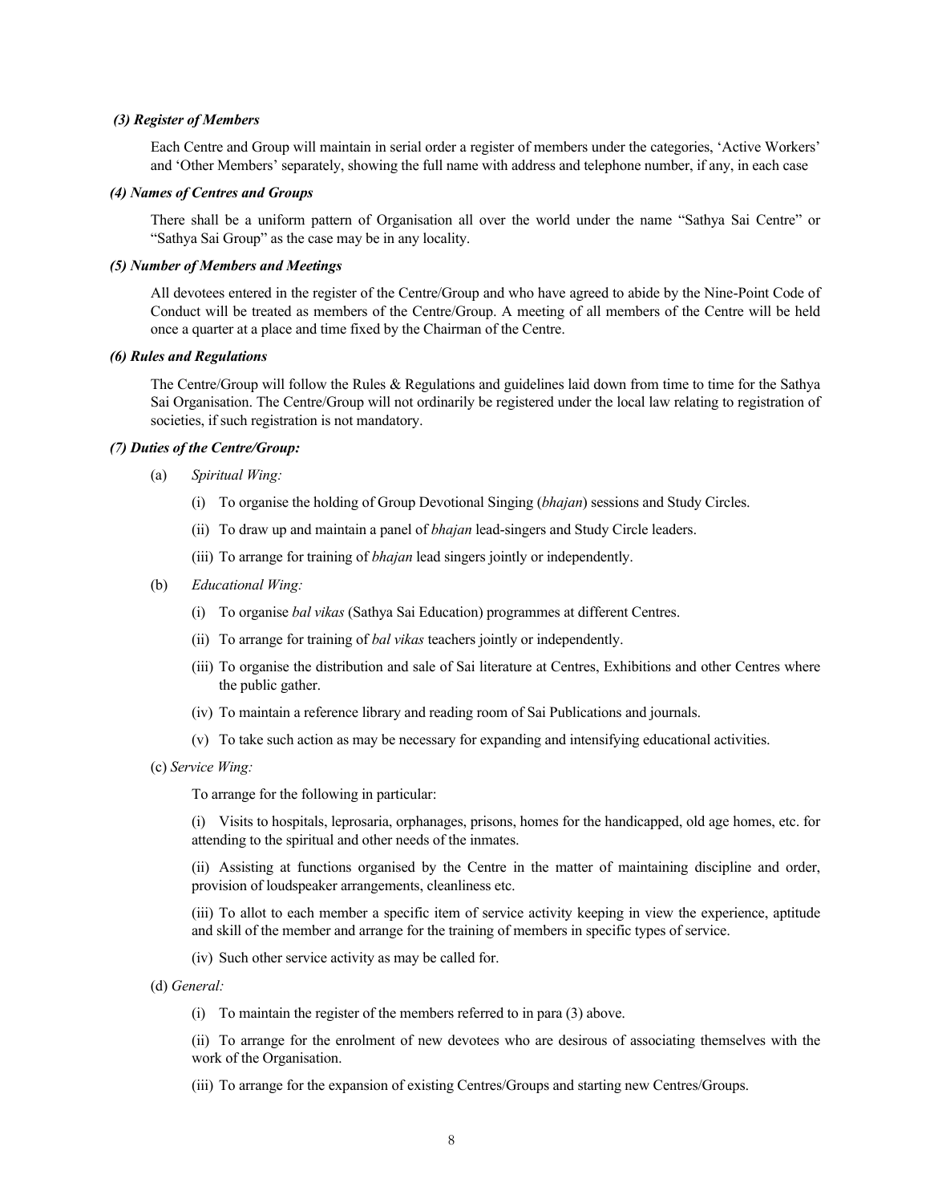***(3) Register of Members***

Each Centre and Group will maintain in serial order a register of members under the categories, 'Active Workers' and 'Other Members' separately, showing the full name with address and telephone number, if any, in each case

***(4) Names of Centres and Groups***

There shall be a uniform pattern of Organisation all over the world under the name "Sathya Sai Centre" or "Sathya Sai Group" as the case may be in any locality.

***(5) Number of Members and Meetings***

All devotees entered in the register of the Centre/Group and who have agreed to abide by the Nine-Point Code of Conduct will be treated as members of the Centre/Group. A meeting of all members of the Centre will be held once a quarter at a place and time fixed by the Chairman of the Centre.

***(6) Rules and Regulations***

The Centre/Group will follow the Rules & Regulations and guidelines laid down from time to time for the Sathya Sai Organisation. The Centre/Group will not ordinarily be registered under the local law relating to registration of societies, if such registration is not mandatory.

***(7) Duties of the Centre/Group:***

(a) *Spiritual Wing:*

(i) To organise the holding of Group Devotional Singing (*bhajan*) sessions and Study Circles.

(ii) To draw up and maintain a panel of *bhajan* lead-singers and Study Circle leaders.

(iii) To arrange for training of *bhajan* lead singers jointly or independently.

(b) *Educational Wing:*

(i) To organise *bal vikas* (Sathya Sai Education) programmes at different Centres.

(ii) To arrange for training of *bal vikas* teachers jointly or independently.

(iii) To organise the distribution and sale of Sai literature at Centres, Exhibitions and other Centres where the public gather.

(iv) To maintain a reference library and reading room of Sai Publications and journals.

(v) To take such action as may be necessary for expanding and intensifying educational activities.

(c) *Service Wing:*

To arrange for the following in particular:

(i) Visits to hospitals, leprosaria, orphanages, prisons, homes for the handicapped, old age homes, etc. for attending to the spiritual and other needs of the inmates.

(ii) Assisting at functions organised by the Centre in the matter of maintaining discipline and order, provision of loudspeaker arrangements, cleanliness etc.

(iii) To allot to each member a specific item of service activity keeping in view the experience, aptitude and skill of the member and arrange for the training of members in specific types of service.

(iv) Such other service activity as may be called for.

(d) *General:*

(i) To maintain the register of the members referred to in para (3) above.

(ii) To arrange for the enrolment of new devotees who are desirous of associating themselves with the work of the Organisation.

(iii) To arrange for the expansion of existing Centres/Groups and starting new Centres/Groups.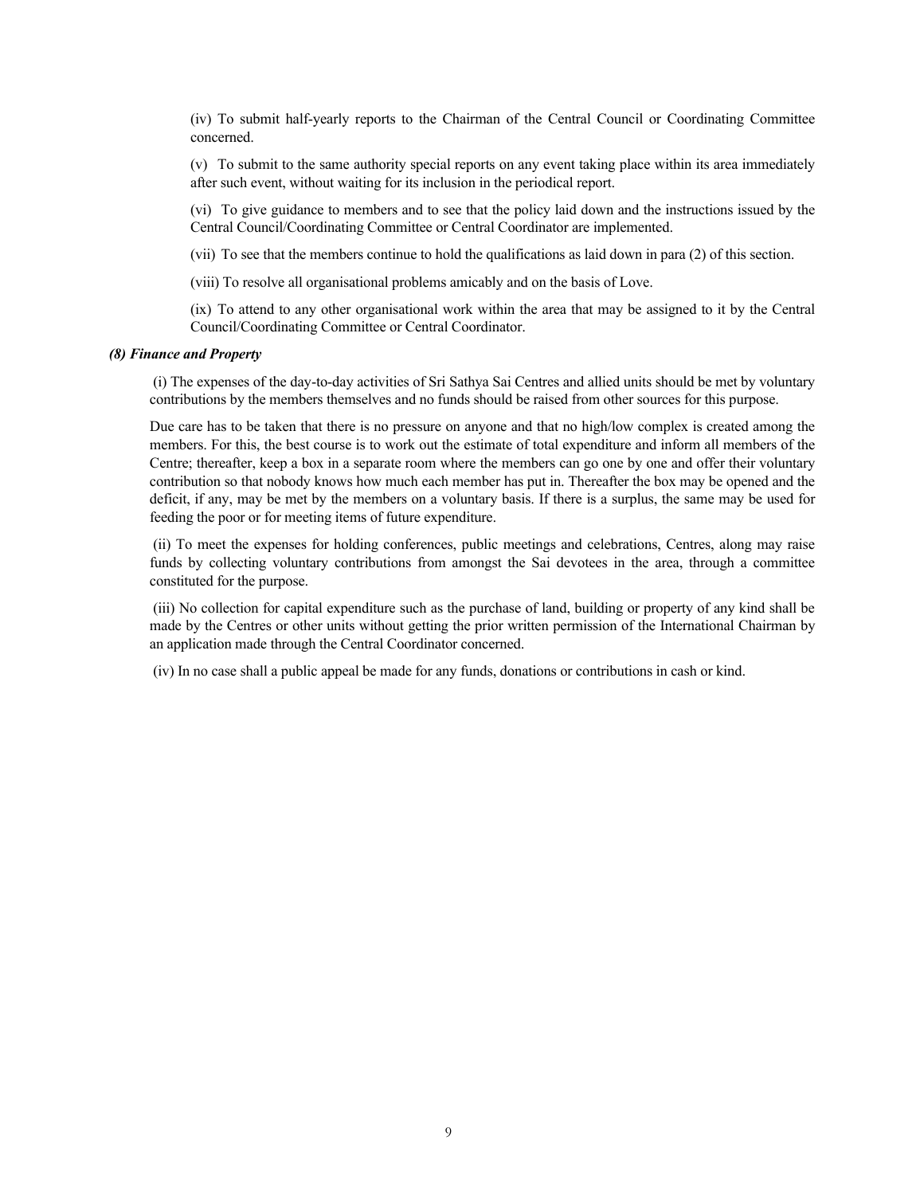(iv) To submit half-yearly reports to the Chairman of the Central Council or Coordinating Committee concerned.

(v) To submit to the same authority special reports on any event taking place within its area immediately after such event, without waiting for its inclusion in the periodical report.

(vi) To give guidance to members and to see that the policy laid down and the instructions issued by the Central Council/Coordinating Committee or Central Coordinator are implemented.

(vii) To see that the members continue to hold the qualifications as laid down in para (2) of this section.

(viii) To resolve all organisational problems amicably and on the basis of Love.

(ix) To attend to any other organisational work within the area that may be assigned to it by the Central Council/Coordinating Committee or Central Coordinator.

***(8) Finance and Property***

(i) The expenses of the day-to-day activities of Sri Sathya Sai Centres and allied units should be met by voluntary contributions by the members themselves and no funds should be raised from other sources for this purpose.

Due care has to be taken that there is no pressure on anyone and that no high/low complex is created among the members. For this, the best course is to work out the estimate of total expenditure and inform all members of the Centre; thereafter, keep a box in a separate room where the members can go one by one and offer their voluntary contribution so that nobody knows how much each member has put in. Thereafter the box may be opened and the deficit, if any, may be met by the members on a voluntary basis. If there is a surplus, the same may be used for feeding the poor or for meeting items of future expenditure.

(ii) To meet the expenses for holding conferences, public meetings and celebrations, Centres, along may raise funds by collecting voluntary contributions from amongst the Sai devotees in the area, through a committee constituted for the purpose.

(iii) No collection for capital expenditure such as the purchase of land, building or property of any kind shall be made by the Centres or other units without getting the prior written permission of the International Chairman by an application made through the Central Coordinator concerned.

(iv) In no case shall a public appeal be made for any funds, donations or contributions in cash or kind.